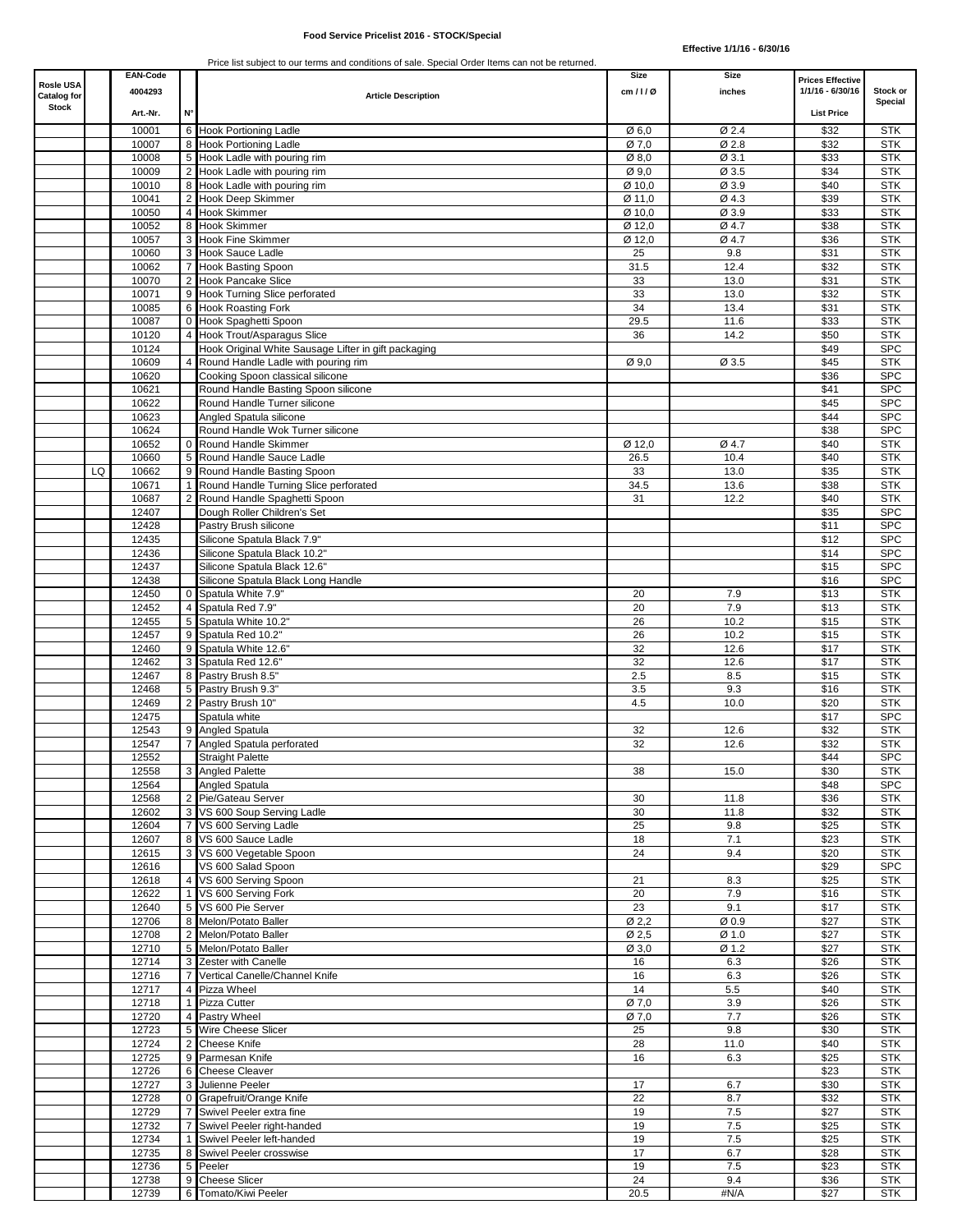**Food Service Pricelist 2016 - STOCK/Special**

**Effective 1/1/16 - 6/30/16**

Price list subject to our terms and conditions of sale. Special Order Items can not be returned.

| Rosle USA Catalog for Stock | | EAN-Code 4004293 Art.-Nr. | N° | Article Description | Size cm / l / Ø | Size inches | Prices Effective 1/1/16 - 6/30/16 List Price | Stock or Special |
|---|---|---|---|---|---|---|---|---|
| | | 10001 | 6 | Hook Portioning Ladle | Ø 6,0 | Ø 2.4 | $32 | STK |
| | | 10007 | 8 | Hook Portioning Ladle | Ø 7,0 | Ø 2.8 | $32 | STK |
| | | 10008 | 5 | Hook Ladle with pouring rim | Ø 8,0 | Ø 3.1 | $33 | STK |
| | | 10009 | 2 | Hook Ladle with pouring rim | Ø 9,0 | Ø 3.5 | $34 | STK |
| | | 10010 | 8 | Hook Ladle with pouring rim | Ø 10,0 | Ø 3.9 | $40 | STK |
| | | 10041 | 2 | Hook Deep Skimmer | Ø 11,0 | Ø 4.3 | $39 | STK |
| | | 10050 | 4 | Hook Skimmer | Ø 10,0 | Ø 3.9 | $33 | STK |
| | | 10052 | 8 | Hook Skimmer | Ø 12,0 | Ø 4.7 | $38 | STK |
| | | 10057 | 3 | Hook Fine Skimmer | Ø 12,0 | Ø 4.7 | $36 | STK |
| | | 10060 | 3 | Hook Sauce Ladle | 25 | 9.8 | $31 | STK |
| | | 10062 | 7 | Hook Basting Spoon | 31.5 | 12.4 | $32 | STK |
| | | 10070 | 2 | Hook Pancake Slice | 33 | 13.0 | $31 | STK |
| | | 10071 | 9 | Hook Turning Slice perforated | 33 | 13.0 | $32 | STK |
| | | 10085 | 6 | Hook Roasting Fork | 34 | 13.4 | $31 | STK |
| | | 10087 | 0 | Hook Spaghetti Spoon | 29.5 | 11.6 | $33 | STK |
| | | 10120 | 4 | Hook Trout/Asparagus Slice | 36 | 14.2 | $50 | STK |
| | | 10124 | | Hook Original White Sausage Lifter in gift packaging | | | $49 | SPC |
| | | 10609 | 4 | Round Handle Ladle with pouring rim | Ø 9,0 | Ø 3.5 | $45 | STK |
| | | 10620 | | Cooking Spoon classical silicone | | | $36 | SPC |
| | | 10621 | | Round Handle Basting Spoon silicone | | | $41 | SPC |
| | | 10622 | | Round Handle Turner silicone | | | $45 | SPC |
| | | 10623 | | Angled Spatula silicone | | | $44 | SPC |
| | | 10624 | | Round Handle Wok Turner silicone | | | $38 | SPC |
| | | 10652 | 0 | Round Handle Skimmer | Ø 12,0 | Ø 4.7 | $40 | STK |
| | | 10660 | 5 | Round Handle Sauce Ladle | 26.5 | 10.4 | $40 | STK |
| | LQ | 10662 | 9 | Round Handle Basting Spoon | 33 | 13.0 | $35 | STK |
| | | 10671 | 1 | Round Handle Turning Slice perforated | 34.5 | 13.6 | $38 | STK |
| | | 10687 | 2 | Round Handle Spaghetti Spoon | 31 | 12.2 | $40 | STK |
| | | 12407 | | Dough Roller Children's Set | | | $35 | SPC |
| | | 12428 | | Pastry Brush silicone | | | $11 | SPC |
| | | 12435 | | Silicone Spatula Black 7.9" | | | $12 | SPC |
| | | 12436 | | Silicone Spatula Black 10.2" | | | $14 | SPC |
| | | 12437 | | Silicone Spatula Black 12.6" | | | $15 | SPC |
| | | 12438 | | Silicone Spatula Black Long Handle | | | $16 | SPC |
| | | 12450 | 0 | Spatula White 7.9" | 20 | 7.9 | $13 | STK |
| | | 12452 | 4 | Spatula Red 7.9" | 20 | 7.9 | $13 | STK |
| | | 12455 | 5 | Spatula White 10.2" | 26 | 10.2 | $15 | STK |
| | | 12457 | 9 | Spatula Red 10.2" | 26 | 10.2 | $15 | STK |
| | | 12460 | 9 | Spatula White 12.6" | 32 | 12.6 | $17 | STK |
| | | 12462 | 3 | Spatula Red 12.6" | 32 | 12.6 | $17 | STK |
| | | 12467 | 8 | Pastry Brush 8.5" | 2.5 | 8.5 | $15 | STK |
| | | 12468 | 5 | Pastry Brush 9.3" | 3.5 | 9.3 | $16 | STK |
| | | 12469 | 2 | Pastry Brush 10" | 4.5 | 10.0 | $20 | STK |
| | | 12475 | | Spatula white | | | $17 | SPC |
| | | 12543 | 9 | Angled Spatula | 32 | 12.6 | $32 | STK |
| | | 12547 | 7 | Angled Spatula perforated | 32 | 12.6 | $32 | STK |
| | | 12552 | | Straight Palette | | | $44 | SPC |
| | | 12558 | 3 | Angled Palette | 38 | 15.0 | $30 | STK |
| | | 12564 | | Angled Spatula | | | $48 | SPC |
| | | 12568 | 2 | Pie/Gateau Server | 30 | 11.8 | $36 | STK |
| | | 12602 | 3 | VS 600 Soup Serving Ladle | 30 | 11.8 | $32 | STK |
| | | 12604 | 7 | VS 600 Serving Ladle | 25 | 9.8 | $25 | STK |
| | | 12607 | 8 | VS 600 Sauce Ladle | 18 | 7.1 | $23 | STK |
| | | 12615 | 3 | VS 600 Vegetable Spoon | 24 | 9.4 | $20 | STK |
| | | 12616 | | VS 600 Salad Spoon | | | $29 | SPC |
| | | 12618 | 4 | VS 600 Serving Spoon | 21 | 8.3 | $25 | STK |
| | | 12622 | 1 | VS 600 Serving Fork | 20 | 7.9 | $16 | STK |
| | | 12640 | 5 | VS 600 Pie Server | 23 | 9.1 | $17 | STK |
| | | 12706 | 8 | Melon/Potato Baller | Ø 2,2 | Ø 0.9 | $27 | STK |
| | | 12708 | 2 | Melon/Potato Baller | Ø 2,5 | Ø 1.0 | $27 | STK |
| | | 12710 | 5 | Melon/Potato Baller | Ø 3,0 | Ø 1.2 | $27 | STK |
| | | 12714 | 3 | Zester with Canelle | 16 | 6.3 | $26 | STK |
| | | 12716 | 7 | Vertical Canelle/Channel Knife | 16 | 6.3 | $26 | STK |
| | | 12717 | 4 | Pizza Wheel | 14 | 5.5 | $40 | STK |
| | | 12718 | 1 | Pizza Cutter | Ø 7,0 | 3.9 | $26 | STK |
| | | 12720 | 4 | Pastry Wheel | Ø 7,0 | 7.7 | $26 | STK |
| | | 12723 | 5 | Wire Cheese Slicer | 25 | 9.8 | $30 | STK |
| | | 12724 | 2 | Cheese Knife | 28 | 11.0 | $40 | STK |
| | | 12725 | 9 | Parmesan Knife | 16 | 6.3 | $25 | STK |
| | | 12726 | 6 | Cheese Cleaver | | | $23 | STK |
| | | 12727 | 3 | Julienne Peeler | 17 | 6.7 | $30 | STK |
| | | 12728 | 0 | Grapefruit/Orange Knife | 22 | 8.7 | $32 | STK |
| | | 12729 | 7 | Swivel Peeler extra fine | 19 | 7.5 | $27 | STK |
| | | 12732 | 7 | Swivel Peeler right-handed | 19 | 7.5 | $25 | STK |
| | | 12734 | 1 | Swivel Peeler left-handed | 19 | 7.5 | $25 | STK |
| | | 12735 | 8 | Swivel Peeler crosswise | 17 | 6.7 | $28 | STK |
| | | 12736 | 5 | Peeler | 19 | 7.5 | $23 | STK |
| | | 12738 | 9 | Cheese Slicer | 24 | 9.4 | $36 | STK |
| | | 12739 | 6 | Tomato/Kiwi Peeler | 20.5 | #N/A | $27 | STK |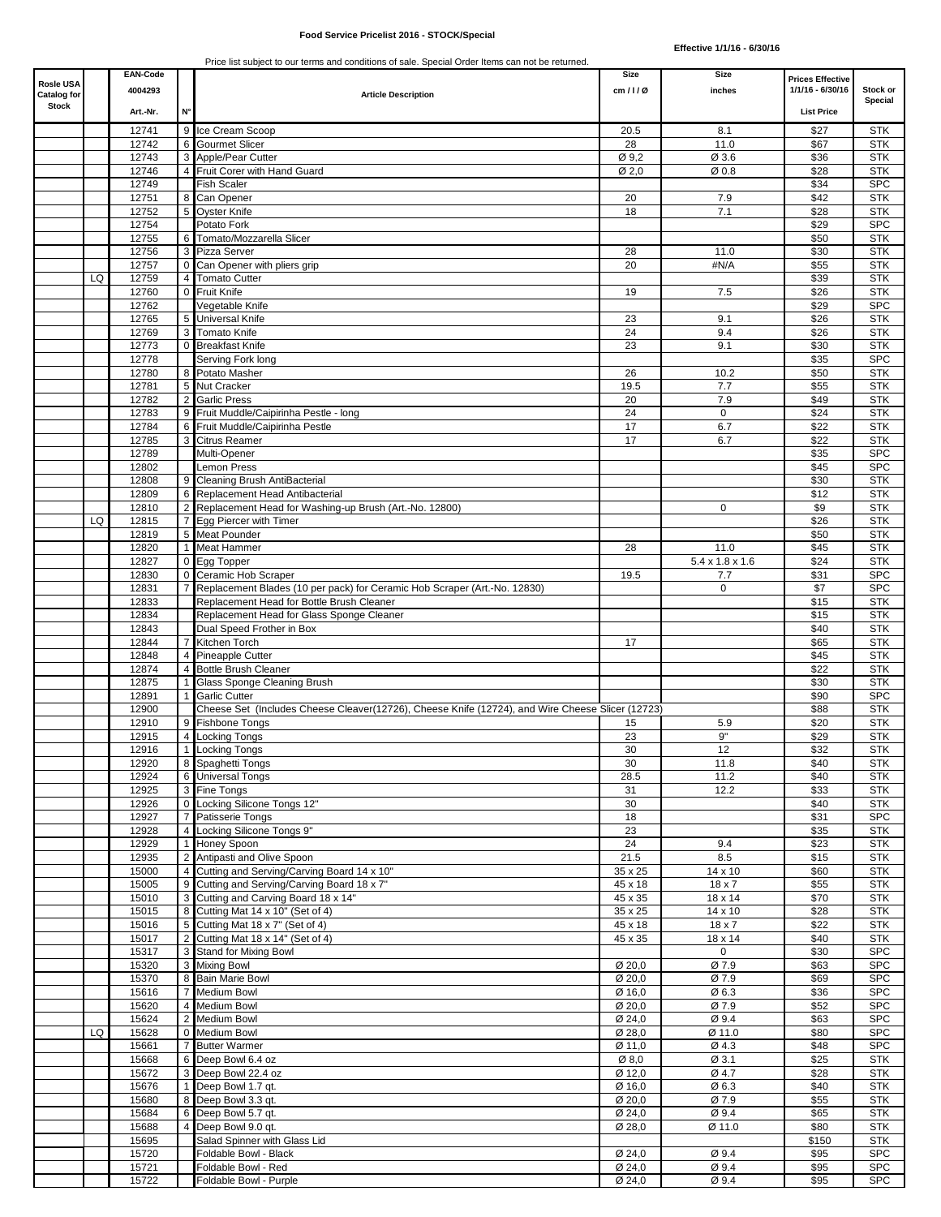**Food Service Pricelist 2016 - STOCK/Special**

**Effective 1/1/16 - 6/30/16**

Price list subject to our terms and conditions of sale. Special Order Items can not be returned.

| Rosle USA Catalog for Stock | | EAN-Code 4004293 Art.-Nr. | N° | Article Description | Size cm / l / Ø | Size inches | Prices Effective 1/1/16 - 6/30/16 List Price | Stock or Special |
|---|---|---|---|---|---|---|---|---|
| | | 12741 | 9 | Ice Cream Scoop | 20.5 | 8.1 | $27 | STK |
| | | 12742 | 6 | Gourmet Slicer | 28 | 11.0 | $67 | STK |
| | | 12743 | 3 | Apple/Pear Cutter | Ø 9,2 | Ø 3.6 | $36 | STK |
| | | 12746 | 4 | Fruit Corer with Hand Guard | Ø 2,0 | Ø 0.8 | $28 | STK |
| | | 12749 | | Fish Scaler | | | $34 | SPC |
| | | 12751 | 8 | Can Opener | 20 | 7.9 | $42 | STK |
| | | 12752 | 5 | Oyster Knife | 18 | 7.1 | $28 | STK |
| | | 12754 | | Potato Fork | | | $29 | SPC |
| | | 12755 | 6 | Tomato/Mozzarella Slicer | | | $50 | STK |
| | | 12756 | 3 | Pizza Server | 28 | 11.0 | $30 | STK |
| | | 12757 | 0 | Can Opener with pliers grip | 20 | #N/A | $55 | STK |
| | LQ | 12759 | 4 | Tomato Cutter | | | $39 | STK |
| | | 12760 | 0 | Fruit Knife | 19 | 7.5 | $26 | STK |
| | | 12762 | | Vegetable Knife | | | $29 | SPC |
| | | 12765 | 5 | Universal Knife | 23 | 9.1 | $26 | STK |
| | | 12769 | 3 | Tomato Knife | 24 | 9.4 | $26 | STK |
| | | 12773 | 0 | Breakfast Knife | 23 | 9.1 | $30 | STK |
| | | 12778 | | Serving Fork long | | | $35 | SPC |
| | | 12780 | 8 | Potato Masher | 26 | 10.2 | $50 | STK |
| | | 12781 | 5 | Nut Cracker | 19.5 | 7.7 | $55 | STK |
| | | 12782 | 2 | Garlic Press | 20 | 7.9 | $49 | STK |
| | | 12783 | 9 | Fruit Muddle/Caipirinha Pestle - long | 24 | 0 | $24 | STK |
| | | 12784 | 6 | Fruit Muddle/Caipirinha Pestle | 17 | 6.7 | $22 | STK |
| | | 12785 | 3 | Citrus Reamer | 17 | 6.7 | $22 | STK |
| | | 12789 | | Multi-Opener | | | $35 | SPC |
| | | 12802 | | Lemon Press | | | $45 | SPC |
| | | 12808 | 9 | Cleaning Brush AntiBacterial | | | $30 | STK |
| | | 12809 | 6 | Replacement Head Antibacterial | | | $12 | STK |
| | | 12810 | 2 | Replacement Head for Washing-up Brush (Art.-No. 12800) | | 0 | $9 | STK |
| | LQ | 12815 | 7 | Egg Piercer with Timer | | | $26 | STK |
| | | 12819 | 5 | Meat Pounder | | | $50 | STK |
| | | 12820 | 1 | Meat Hammer | 28 | 11.0 | $45 | STK |
| | | 12827 | 0 | Egg Topper | | 5.4 x 1.8 x 1.6 | $24 | STK |
| | | 12830 | 0 | Ceramic Hob Scraper | 19.5 | 7.7 | $31 | SPC |
| | | 12831 | 7 | Replacement Blades (10 per pack) for Ceramic Hob Scraper (Art.-No. 12830) | | 0 | $7 | SPC |
| | | 12833 | | Replacement Head for Bottle Brush Cleaner | | | $15 | STK |
| | | 12834 | | Replacement Head for Glass Sponge Cleaner | | | $15 | STK |
| | | 12843 | | Dual Speed Frother in Box | | | $40 | STK |
| | | 12844 | 7 | Kitchen Torch | 17 | | $65 | STK |
| | | 12848 | 4 | Pineapple Cutter | | | $45 | STK |
| | | 12874 | 4 | Bottle Brush Cleaner | | | $22 | STK |
| | | 12875 | 1 | Glass Sponge Cleaning Brush | | | $30 | STK |
| | | 12891 | 1 | Garlic Cutter | | | $90 | SPC |
| | | 12900 | | Cheese Set (Includes Cheese Cleaver(12726), Cheese Knife (12724), and Wire Cheese Slicer (12723) | | | $88 | STK |
| | | 12910 | 9 | Fishbone Tongs | 15 | 5.9 | $20 | STK |
| | | 12915 | 4 | Locking Tongs | 23 | 9" | $29 | STK |
| | | 12916 | 1 | Locking Tongs | 30 | 12 | $32 | STK |
| | | 12920 | 8 | Spaghetti Tongs | 30 | 11.8 | $40 | STK |
| | | 12924 | 6 | Universal Tongs | 28.5 | 11.2 | $40 | STK |
| | | 12925 | 3 | Fine Tongs | 31 | 12.2 | $33 | STK |
| | | 12926 | 0 | Locking Silicone Tongs 12" | 30 | | $40 | STK |
| | | 12927 | 7 | Patisserie Tongs | 18 | | $31 | SPC |
| | | 12928 | 4 | Locking Silicone Tongs 9" | 23 | | $35 | STK |
| | | 12929 | 1 | Honey Spoon | 24 | 9.4 | $23 | STK |
| | | 12935 | 2 | Antipasti and Olive Spoon | 21.5 | 8.5 | $15 | STK |
| | | 15000 | 4 | Cutting and Serving/Carving Board 14 x 10" | 35 x 25 | 14 x 10 | $60 | STK |
| | | 15005 | 9 | Cutting and Serving/Carving Board 18 x 7" | 45 x 18 | 18 x 7 | $55 | STK |
| | | 15010 | 3 | Cutting and Carving Board 18 x 14" | 45 x 35 | 18 x 14 | $70 | STK |
| | | 15015 | 8 | Cutting Mat 14 x 10" (Set of 4) | 35 x 25 | 14 x 10 | $28 | STK |
| | | 15016 | 5 | Cutting Mat 18 x 7" (Set of 4) | 45 x 18 | 18 x 7 | $22 | STK |
| | | 15017 | 2 | Cutting Mat 18 x 14" (Set of 4) | 45 x 35 | 18 x 14 | $40 | STK |
| | | 15317 | 3 | Stand for Mixing Bowl | | 0 | $30 | SPC |
| | | 15320 | 3 | Mixing Bowl | Ø 20,0 | Ø 7.9 | $63 | SPC |
| | | 15370 | 8 | Bain Marie Bowl | Ø 20,0 | Ø 7.9 | $69 | SPC |
| | | 15616 | 7 | Medium Bowl | Ø 16,0 | Ø 6.3 | $36 | SPC |
| | | 15620 | 4 | Medium Bowl | Ø 20,0 | Ø 7.9 | $52 | SPC |
| | | 15624 | 2 | Medium Bowl | Ø 24,0 | Ø 9.4 | $63 | SPC |
| | LQ | 15628 | 0 | Medium Bowl | Ø 28,0 | Ø 11.0 | $80 | SPC |
| | | 15661 | 7 | Butter Warmer | Ø 11,0 | Ø 4.3 | $48 | SPC |
| | | 15668 | 6 | Deep Bowl 6.4 oz | Ø 8,0 | Ø 3.1 | $25 | STK |
| | | 15672 | 3 | Deep Bowl 22.4 oz | Ø 12,0 | Ø 4.7 | $28 | STK |
| | | 15676 | 1 | Deep Bowl 1.7 qt. | Ø 16,0 | Ø 6.3 | $40 | STK |
| | | 15680 | 8 | Deep Bowl 3.3 qt. | Ø 20,0 | Ø 7.9 | $55 | STK |
| | | 15684 | 6 | Deep Bowl 5.7 qt. | Ø 24,0 | Ø 9.4 | $65 | STK |
| | | 15688 | 4 | Deep Bowl 9.0 qt. | Ø 28,0 | Ø 11.0 | $80 | STK |
| | | 15695 | | Salad Spinner with Glass Lid | | | $150 | STK |
| | | 15720 | | Foldable Bowl - Black | Ø 24,0 | Ø 9.4 | $95 | SPC |
| | | 15721 | | Foldable Bowl - Red | Ø 24,0 | Ø 9.4 | $95 | SPC |
| | | 15722 | | Foldable Bowl - Purple | Ø 24,0 | Ø 9.4 | $95 | SPC |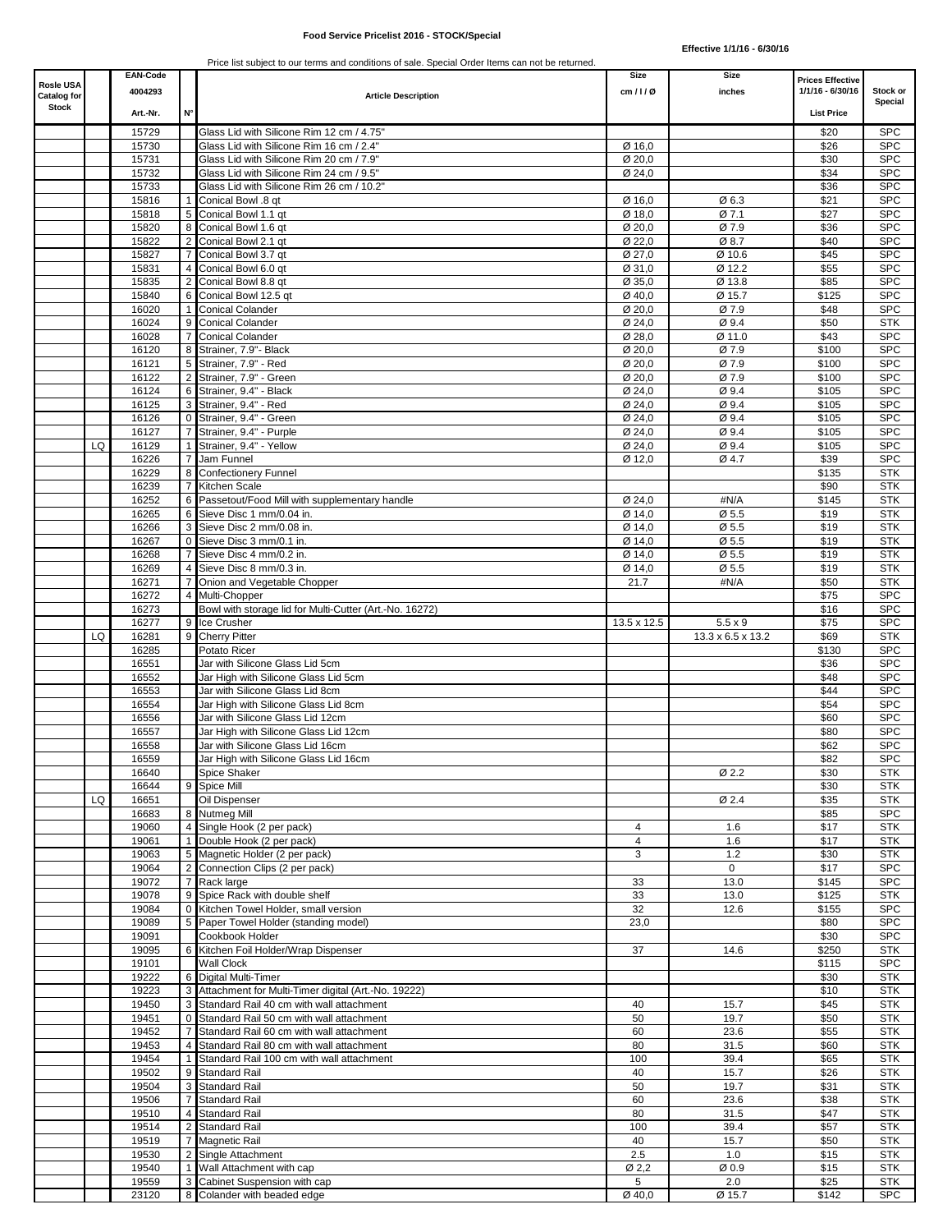**Food Service Pricelist 2016 - STOCK/Special**

**Effective 1/1/16 - 6/30/16**

Price list subject to our terms and conditions of sale. Special Order Items can not be returned.

| Rosle USA Catalog for Stock | | EAN-Code 4004293 Art.-Nr. | N° | Article Description | Size cm / l / Ø | Size inches | Prices Effective 1/1/16 - 6/30/16 List Price | Stock or Special |
|---|---|---|---|---|---|---|---|---|
| | | 15729 | | Glass Lid with Silicone Rim 12 cm / 4.75" | | | $20 | SPC |
| | | 15730 | | Glass Lid with Silicone Rim 16 cm / 2.4" | Ø 16,0 | | $26 | SPC |
| | | 15731 | | Glass Lid with Silicone Rim 20 cm / 7.9" | Ø 20,0 | | $30 | SPC |
| | | 15732 | | Glass Lid with Silicone Rim 24 cm / 9.5" | Ø 24,0 | | $34 | SPC |
| | | 15733 | | Glass Lid with Silicone Rim 26 cm / 10.2" | | | $36 | SPC |
| | | 15816 | 1 | Conical Bowl .8 qt | Ø 16,0 | Ø 6.3 | $21 | SPC |
| | | 15818 | 5 | Conical Bowl 1.1 qt | Ø 18,0 | Ø 7.1 | $27 | SPC |
| | | 15820 | 8 | Conical Bowl 1.6 qt | Ø 20,0 | Ø 7.9 | $36 | SPC |
| | | 15822 | 2 | Conical Bowl 2.1 qt | Ø 22,0 | Ø 8.7 | $40 | SPC |
| | | 15827 | 7 | Conical Bowl 3.7 qt | Ø 27,0 | Ø 10.6 | $45 | SPC |
| | | 15831 | 4 | Conical Bowl 6.0 qt | Ø 31,0 | Ø 12.2 | $55 | SPC |
| | | 15835 | 2 | Conical Bowl 8.8 qt | Ø 35,0 | Ø 13.8 | $85 | SPC |
| | | 15840 | 6 | Conical Bowl 12.5 qt | Ø 40,0 | Ø 15.7 | $125 | SPC |
| | | 16020 | 1 | Conical Colander | Ø 20,0 | Ø 7.9 | $48 | SPC |
| | | 16024 | 9 | Conical Colander | Ø 24,0 | Ø 9.4 | $50 | STK |
| | | 16028 | 7 | Conical Colander | Ø 28,0 | Ø 11.0 | $43 | SPC |
| | | 16120 | 8 | Strainer, 7.9"- Black | Ø 20,0 | Ø 7.9 | $100 | SPC |
| | | 16121 | 5 | Strainer, 7.9" - Red | Ø 20,0 | Ø 7.9 | $100 | SPC |
| | | 16122 | 2 | Strainer, 7.9" - Green | Ø 20,0 | Ø 7.9 | $100 | SPC |
| | | 16124 | 6 | Strainer, 9.4" - Black | Ø 24,0 | Ø 9.4 | $105 | SPC |
| | | 16125 | 3 | Strainer, 9.4" - Red | Ø 24,0 | Ø 9.4 | $105 | SPC |
| | | 16126 | 0 | Strainer, 9.4" - Green | Ø 24,0 | Ø 9.4 | $105 | SPC |
| | | 16127 | 7 | Strainer, 9.4" - Purple | Ø 24,0 | Ø 9.4 | $105 | SPC |
| | LQ | 16129 | 1 | Strainer, 9.4" - Yellow | Ø 24,0 | Ø 9.4 | $105 | SPC |
| | | 16226 | 7 | Jam Funnel | Ø 12,0 | Ø 4.7 | $39 | SPC |
| | | 16229 | 8 | Confectionery Funnel | | | $135 | STK |
| | | 16239 | 7 | Kitchen Scale | | | $90 | STK |
| | | 16252 | 6 | Passetout/Food Mill with supplementary handle | Ø 24,0 | #N/A | $145 | STK |
| | | 16265 | 6 | Sieve Disc 1 mm/0.04 in. | Ø 14,0 | Ø 5.5 | $19 | STK |
| | | 16266 | 3 | Sieve Disc 2 mm/0.08 in. | Ø 14,0 | Ø 5.5 | $19 | STK |
| | | 16267 | 0 | Sieve Disc 3 mm/0.1 in. | Ø 14,0 | Ø 5.5 | $19 | STK |
| | | 16268 | 7 | Sieve Disc 4 mm/0.2 in. | Ø 14,0 | Ø 5.5 | $19 | STK |
| | | 16269 | 4 | Sieve Disc 8 mm/0.3 in. | Ø 14,0 | Ø 5.5 | $19 | STK |
| | | 16271 | 7 | Onion and Vegetable Chopper | 21.7 | #N/A | $50 | STK |
| | | 16272 | 4 | Multi-Chopper | | | $75 | SPC |
| | | 16273 | | Bowl with storage lid for Multi-Cutter (Art.-No. 16272) | | | $16 | SPC |
| | | 16277 | 9 | Ice Crusher | 13.5 x 12.5 | 5.5 x 9 | $75 | SPC |
| | LQ | 16281 | 9 | Cherry Pitter | | 13.3 x 6.5 x 13.2 | $69 | STK |
| | | 16285 | | Potato Ricer | | | $130 | SPC |
| | | 16551 | | Jar with Silicone Glass Lid 5cm | | | $36 | SPC |
| | | 16552 | | Jar High with Silicone Glass Lid 5cm | | | $48 | SPC |
| | | 16553 | | Jar with Silicone Glass Lid 8cm | | | $44 | SPC |
| | | 16554 | | Jar High with Silicone Glass Lid 8cm | | | $54 | SPC |
| | | 16556 | | Jar with Silicone Glass Lid 12cm | | | $60 | SPC |
| | | 16557 | | Jar High with Silicone Glass Lid 12cm | | | $80 | SPC |
| | | 16558 | | Jar with Silicone Glass Lid 16cm | | | $62 | SPC |
| | | 16559 | | Jar High with Silicone Glass Lid 16cm | | | $82 | SPC |
| | | 16640 | | Spice Shaker | | Ø 2.2 | $30 | STK |
| | | 16644 | 9 | Spice Mill | | | $30 | STK |
| | LQ | 16651 | | Oil Dispenser | | Ø 2.4 | $35 | STK |
| | | 16683 | 8 | Nutmeg Mill | | | $85 | SPC |
| | | 19060 | 4 | Single Hook (2 per pack) | 4 | 1.6 | $17 | STK |
| | | 19061 | 1 | Double Hook (2 per pack) | 4 | 1.6 | $17 | STK |
| | | 19063 | 5 | Magnetic Holder (2 per pack) | 3 | 1.2 | $30 | STK |
| | | 19064 | 2 | Connection Clips (2 per pack) | | 0 | $17 | SPC |
| | | 19072 | 7 | Rack large | 33 | 13.0 | $145 | SPC |
| | | 19078 | 9 | Spice Rack with double shelf | 33 | 13.0 | $125 | STK |
| | | 19084 | 0 | Kitchen Towel Holder, small version | 32 | 12.6 | $155 | SPC |
| | | 19089 | 5 | Paper Towel Holder (standing model) | 23,0 | | $80 | SPC |
| | | 19091 | | Cookbook Holder | | | $30 | SPC |
| | | 19095 | 6 | Kitchen Foil Holder/Wrap Dispenser | 37 | 14.6 | $250 | STK |
| | | 19101 | | Wall Clock | | | $115 | SPC |
| | | 19222 | 6 | Digital Multi-Timer | | | $30 | STK |
| | | 19223 | 3 | Attachment for Multi-Timer digital (Art.-No. 19222) | | | $10 | STK |
| | | 19450 | 3 | Standard Rail 40 cm with wall attachment | 40 | 15.7 | $45 | STK |
| | | 19451 | 0 | Standard Rail 50 cm with wall attachment | 50 | 19.7 | $50 | STK |
| | | 19452 | 7 | Standard Rail 60 cm with wall attachment | 60 | 23.6 | $55 | STK |
| | | 19453 | 4 | Standard Rail 80 cm with wall attachment | 80 | 31.5 | $60 | STK |
| | | 19454 | 1 | Standard Rail 100 cm with wall attachment | 100 | 39.4 | $65 | STK |
| | | 19502 | 9 | Standard Rail | 40 | 15.7 | $26 | STK |
| | | 19504 | 3 | Standard Rail | 50 | 19.7 | $31 | STK |
| | | 19506 | 7 | Standard Rail | 60 | 23.6 | $38 | STK |
| | | 19510 | 4 | Standard Rail | 80 | 31.5 | $47 | STK |
| | | 19514 | 2 | Standard Rail | 100 | 39.4 | $57 | STK |
| | | 19519 | 7 | Magnetic Rail | 40 | 15.7 | $50 | STK |
| | | 19530 | 2 | Single Attachment | 2.5 | 1.0 | $15 | STK |
| | | 19540 | 1 | Wall Attachment with cap | Ø 2,2 | Ø 0.9 | $15 | STK |
| | | 19559 | 3 | Cabinet Suspension with cap | 5 | 2.0 | $25 | STK |
| | | 23120 | 8 | Colander with beaded edge | Ø 40,0 | Ø 15.7 | $142 | SPC |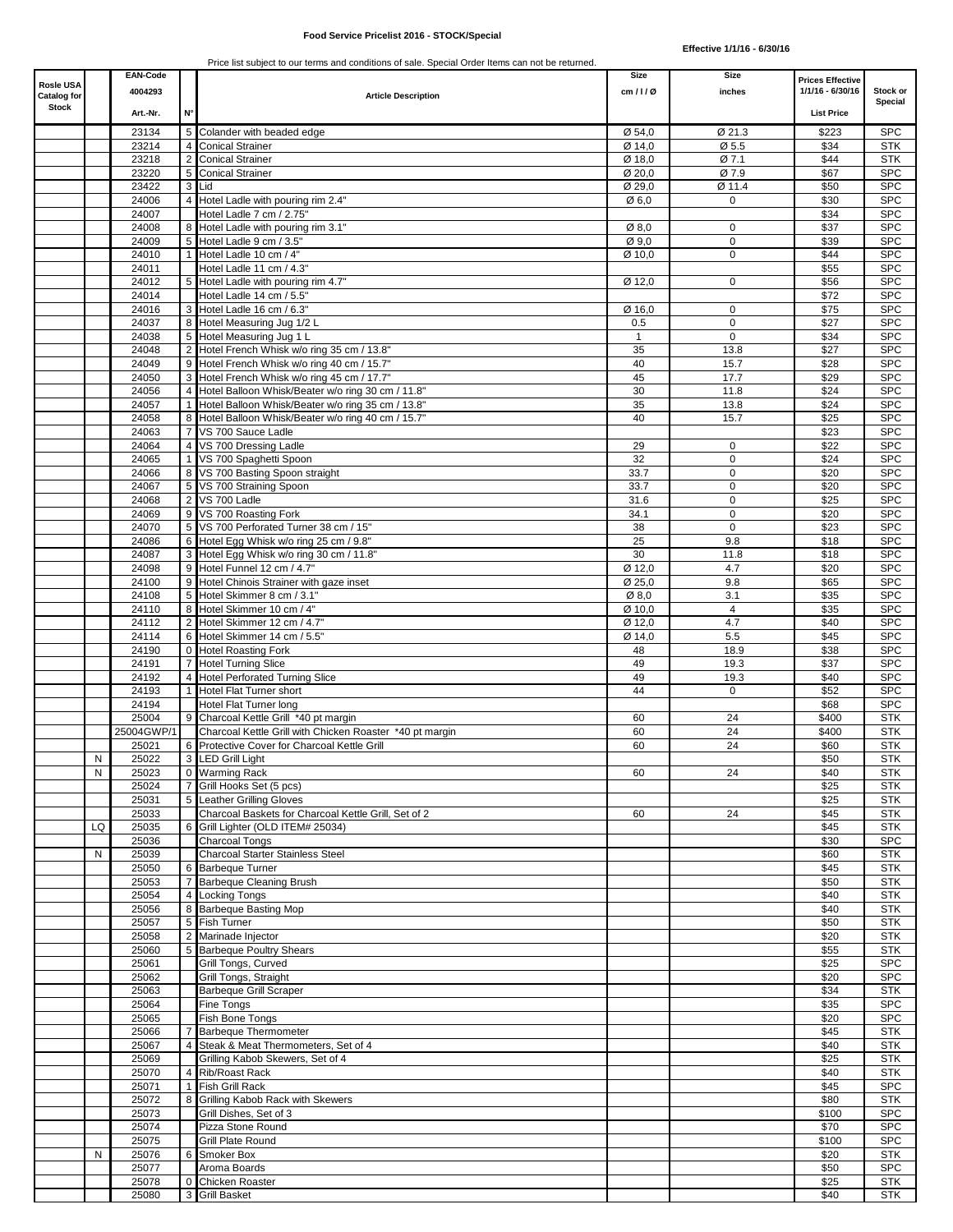**Food Service Pricelist 2016 - STOCK/Special**

**Effective 1/1/16 - 6/30/16**

Price list subject to our terms and conditions of sale. Special Order Items can not be returned.

| Rosle USA Catalog for Stock | | EAN-Code 4004293 Art.-Nr. | N° | Article Description | Size cm / l / Ø | Size inches | Prices Effective 1/1/16 - 6/30/16 List Price | Stock or Special |
|---|---|---|---|---|---|---|---|---|
| | | 23134 | 5 | Colander with beaded edge | Ø 54,0 | Ø 21.3 | $223 | SPC |
| | | 23214 | 4 | Conical Strainer | Ø 14,0 | Ø 5.5 | $34 | STK |
| | | 23218 | 2 | Conical Strainer | Ø 18,0 | Ø 7.1 | $44 | STK |
| | | 23220 | 5 | Conical Strainer | Ø 20,0 | Ø 7.9 | $67 | SPC |
| | | 23422 | 3 | Lid | Ø 29,0 | Ø 11.4 | $50 | SPC |
| | | 24006 | 4 | Hotel Ladle with pouring rim 2.4" | Ø 6,0 | 0 | $30 | SPC |
| | | 24007 | | Hotel Ladle 7 cm / 2.75" | | | $34 | SPC |
| | | 24008 | 8 | Hotel Ladle with pouring rim 3.1" | Ø 8,0 | 0 | $37 | SPC |
| | | 24009 | 5 | Hotel Ladle 9 cm / 3.5" | Ø 9,0 | 0 | $39 | SPC |
| | | 24010 | 1 | Hotel Ladle 10 cm / 4" | Ø 10,0 | 0 | $44 | SPC |
| | | 24011 | | Hotel Ladle 11 cm / 4.3" | | | $55 | SPC |
| | | 24012 | 5 | Hotel Ladle with pouring rim 4.7" | Ø 12,0 | 0 | $56 | SPC |
| | | 24014 | | Hotel Ladle 14 cm / 5.5" | | | $72 | SPC |
| | | 24016 | 3 | Hotel Ladle 16 cm / 6.3" | Ø 16,0 | 0 | $75 | SPC |
| | | 24037 | 8 | Hotel Measuring Jug 1/2 L | 0.5 | 0 | $27 | SPC |
| | | 24038 | 5 | Hotel Measuring Jug 1 L | 1 | 0 | $34 | SPC |
| | | 24048 | 2 | Hotel French Whisk w/o ring 35 cm / 13.8" | 35 | 13.8 | $27 | SPC |
| | | 24049 | 9 | Hotel French Whisk w/o ring 40 cm / 15.7" | 40 | 15.7 | $28 | SPC |
| | | 24050 | 3 | Hotel French Whisk w/o ring 45 cm / 17.7" | 45 | 17.7 | $29 | SPC |
| | | 24056 | 4 | Hotel Balloon Whisk/Beater w/o ring 30 cm / 11.8" | 30 | 11.8 | $24 | SPC |
| | | 24057 | 1 | Hotel Balloon Whisk/Beater w/o ring 35 cm / 13.8" | 35 | 13.8 | $24 | SPC |
| | | 24058 | 8 | Hotel Balloon Whisk/Beater w/o ring 40 cm / 15.7" | 40 | 15.7 | $25 | SPC |
| | | 24063 | 7 | VS 700 Sauce Ladle | | | $23 | SPC |
| | | 24064 | 4 | VS 700 Dressing Ladle | 29 | 0 | $22 | SPC |
| | | 24065 | 1 | VS 700 Spaghetti Spoon | 32 | 0 | $24 | SPC |
| | | 24066 | 8 | VS 700 Basting Spoon straight | 33.7 | 0 | $20 | SPC |
| | | 24067 | 5 | VS 700 Straining Spoon | 33.7 | 0 | $20 | SPC |
| | | 24068 | 2 | VS 700 Ladle | 31.6 | 0 | $25 | SPC |
| | | 24069 | 9 | VS 700 Roasting Fork | 34.1 | 0 | $20 | SPC |
| | | 24070 | 5 | VS 700 Perforated Turner 38 cm / 15" | 38 | 0 | $23 | SPC |
| | | 24086 | 6 | Hotel Egg Whisk w/o ring 25 cm / 9.8" | 25 | 9.8 | $18 | SPC |
| | | 24087 | 3 | Hotel Egg Whisk w/o ring 30 cm / 11.8" | 30 | 11.8 | $18 | SPC |
| | | 24098 | 9 | Hotel Funnel 12 cm / 4.7" | Ø 12,0 | 4.7 | $20 | SPC |
| | | 24100 | 9 | Hotel Chinois Strainer with gaze inset | Ø 25,0 | 9.8 | $65 | SPC |
| | | 24108 | 5 | Hotel Skimmer 8 cm / 3.1" | Ø 8,0 | 3.1 | $35 | SPC |
| | | 24110 | 8 | Hotel Skimmer 10 cm / 4" | Ø 10,0 | 4 | $35 | SPC |
| | | 24112 | 2 | Hotel Skimmer 12 cm / 4.7" | Ø 12,0 | 4.7 | $40 | SPC |
| | | 24114 | 6 | Hotel Skimmer 14 cm / 5.5" | Ø 14,0 | 5.5 | $45 | SPC |
| | | 24190 | 0 | Hotel Roasting Fork | 48 | 18.9 | $38 | SPC |
| | | 24191 | 7 | Hotel Turning Slice | 49 | 19.3 | $37 | SPC |
| | | 24192 | 4 | Hotel Perforated Turning Slice | 49 | 19.3 | $40 | SPC |
| | | 24193 | 1 | Hotel Flat Turner short | 44 | 0 | $52 | SPC |
| | | 24194 | | Hotel Flat Turner long | | | $68 | SPC |
| | | 25004 | 9 | Charcoal Kettle Grill *40 pt margin | 60 | 24 | $400 | STK |
| | | 25004GWP/1 | | Charcoal Kettle Grill with Chicken Roaster *40 pt margin | 60 | 24 | $400 | STK |
| | | 25021 | 6 | Protective Cover for Charcoal Kettle Grill | 60 | 24 | $60 | STK |
| | N | 25022 | 3 | LED Grill Light | | | $50 | STK |
| | N | 25023 | 0 | Warming Rack | 60 | 24 | $40 | STK |
| | | 25024 | 7 | Grill Hooks Set (5 pcs) | | | $25 | STK |
| | | 25031 | 5 | Leather Grilling Gloves | | | $25 | STK |
| | | 25033 | | Charcoal Baskets for Charcoal Kettle Grill, Set of 2 | 60 | 24 | $45 | STK |
| | LQ | 25035 | 6 | Grill Lighter (OLD ITEM# 25034) | | | $45 | STK |
| | | 25036 | | Charcoal Tongs | | | $30 | SPC |
| | N | 25039 | | Charcoal Starter Stainless Steel | | | $60 | STK |
| | | 25050 | 6 | Barbeque Turner | | | $45 | STK |
| | | 25053 | 7 | Barbeque Cleaning Brush | | | $50 | STK |
| | | 25054 | 4 | Locking Tongs | | | $40 | STK |
| | | 25056 | 8 | Barbeque Basting Mop | | | $40 | STK |
| | | 25057 | 5 | Fish Turner | | | $50 | STK |
| | | 25058 | 2 | Marinade Injector | | | $20 | STK |
| | | 25060 | 5 | Barbeque Poultry Shears | | | $55 | STK |
| | | 25061 | | Grill Tongs, Curved | | | $25 | SPC |
| | | 25062 | | Grill Tongs, Straight | | | $20 | SPC |
| | | 25063 | | Barbeque Grill Scraper | | | $34 | STK |
| | | 25064 | | Fine Tongs | | | $35 | SPC |
| | | 25065 | | Fish Bone Tongs | | | $20 | SPC |
| | | 25066 | 7 | Barbeque Thermometer | | | $45 | STK |
| | | 25067 | 4 | Steak & Meat Thermometers, Set of 4 | | | $40 | STK |
| | | 25069 | | Grilling Kabob Skewers, Set of 4 | | | $25 | STK |
| | | 25070 | 4 | Rib/Roast Rack | | | $40 | STK |
| | | 25071 | 1 | Fish Grill Rack | | | $45 | SPC |
| | | 25072 | 8 | Grilling Kabob Rack with Skewers | | | $80 | STK |
| | | 25073 | | Grill Dishes, Set of 3 | | | $100 | SPC |
| | | 25074 | | Pizza Stone Round | | | $70 | SPC |
| | | 25075 | | Grill Plate Round | | | $100 | SPC |
| | N | 25076 | 6 | Smoker Box | | | $20 | STK |
| | | 25077 | | Aroma Boards | | | $50 | SPC |
| | | 25078 | 0 | Chicken Roaster | | | $25 | STK |
| | | 25080 | 3 | Grill Basket | | | $40 | STK |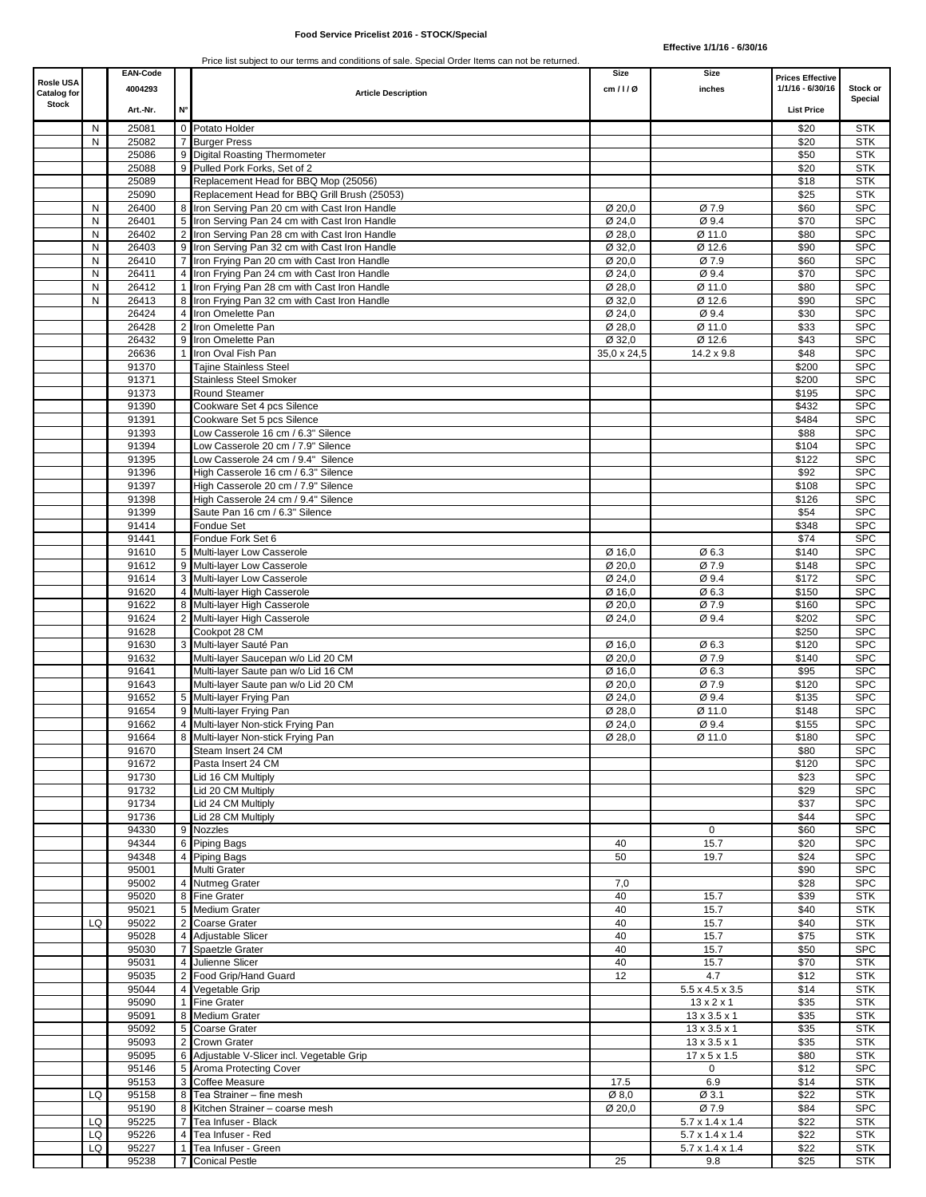**Food Service Pricelist 2016 - STOCK/Special**

**Effective 1/1/16 - 6/30/16**

Price list subject to our terms and conditions of sale. Special Order Items can not be returned.

| Rosle USA Catalog for Stock | | EAN-Code 4004293 Art.-Nr. | N° | Article Description | Size cm / l / Ø | Size inches | Prices Effective 1/1/16 - 6/30/16 List Price | Stock or Special |
|---|---|---|---|---|---|---|---|---|
| | N | 25081 | 0 | Potato Holder | | | $20 | STK |
| | N | 25082 | 7 | Burger Press | | | $20 | STK |
| | | 25086 | 9 | Digital Roasting Thermometer | | | $50 | STK |
| | | 25088 | 9 | Pulled Pork Forks, Set of 2 | | | $20 | STK |
| | | 25089 | | Replacement Head for BBQ Mop (25056) | | | $18 | STK |
| | | 25090 | | Replacement Head for BBQ Grill Brush (25053) | | | $25 | STK |
| | N | 26400 | 8 | Iron Serving Pan 20 cm with Cast Iron Handle | Ø 20,0 | Ø 7.9 | $60 | SPC |
| | N | 26401 | 5 | Iron Serving Pan 24 cm with Cast Iron Handle | Ø 24,0 | Ø 9.4 | $70 | SPC |
| | N | 26402 | 2 | Iron Serving Pan 28 cm with Cast Iron Handle | Ø 28,0 | Ø 11.0 | $80 | SPC |
| | N | 26403 | 9 | Iron Serving Pan 32 cm with Cast Iron Handle | Ø 32,0 | Ø 12.6 | $90 | SPC |
| | N | 26410 | 7 | Iron Frying Pan 20 cm with Cast Iron Handle | Ø 20,0 | Ø 7.9 | $60 | SPC |
| | N | 26411 | 4 | Iron Frying Pan 24 cm with Cast Iron Handle | Ø 24,0 | Ø 9.4 | $70 | SPC |
| | N | 26412 | 1 | Iron Frying Pan 28 cm with Cast Iron Handle | Ø 28,0 | Ø 11.0 | $80 | SPC |
| | N | 26413 | 8 | Iron Frying Pan 32 cm with Cast Iron Handle | Ø 32,0 | Ø 12.6 | $90 | SPC |
| | | 26424 | 4 | Iron Omelette Pan | Ø 24,0 | Ø 9.4 | $30 | SPC |
| | | 26428 | 2 | Iron Omelette Pan | Ø 28,0 | Ø 11.0 | $33 | SPC |
| | | 26432 | 9 | Iron Omelette Pan | Ø 32,0 | Ø 12.6 | $43 | SPC |
| | | 26636 | 1 | Iron Oval Fish Pan | 35,0 x 24,5 | 14.2 x 9.8 | $48 | SPC |
| | | 91370 | | Tajine Stainless Steel | | | $200 | SPC |
| | | 91371 | | Stainless Steel Smoker | | | $200 | SPC |
| | | 91373 | | Round Steamer | | | $195 | SPC |
| | | 91390 | | Cookware Set 4 pcs Silence | | | $432 | SPC |
| | | 91391 | | Cookware Set 5 pcs Silence | | | $484 | SPC |
| | | 91393 | | Low Casserole 16 cm / 6.3" Silence | | | $88 | SPC |
| | | 91394 | | Low Casserole 20 cm / 7.9" Silence | | | $104 | SPC |
| | | 91395 | | Low Casserole 24 cm / 9.4" Silence | | | $122 | SPC |
| | | 91396 | | High Casserole 16 cm / 6.3" Silence | | | $92 | SPC |
| | | 91397 | | High Casserole 20 cm / 7.9" Silence | | | $108 | SPC |
| | | 91398 | | High Casserole 24 cm / 9.4" Silence | | | $126 | SPC |
| | | 91399 | | Saute Pan 16 cm / 6.3" Silence | | | $54 | SPC |
| | | 91414 | | Fondue Set | | | $348 | SPC |
| | | 91441 | | Fondue Fork Set 6 | | | $74 | SPC |
| | | 91610 | 5 | Multi-layer Low Casserole | Ø 16,0 | Ø 6.3 | $140 | SPC |
| | | 91612 | 9 | Multi-layer Low Casserole | Ø 20,0 | Ø 7.9 | $148 | SPC |
| | | 91614 | 3 | Multi-layer Low Casserole | Ø 24,0 | Ø 9.4 | $172 | SPC |
| | | 91620 | 4 | Multi-layer High Casserole | Ø 16,0 | Ø 6.3 | $150 | SPC |
| | | 91622 | 8 | Multi-layer High Casserole | Ø 20,0 | Ø 7.9 | $160 | SPC |
| | | 91624 | 2 | Multi-layer High Casserole | Ø 24,0 | Ø 9.4 | $202 | SPC |
| | | 91628 | | Cookpot 28 CM | | | $250 | SPC |
| | | 91630 | 3 | Multi-layer Sauté Pan | Ø 16,0 | Ø 6.3 | $120 | SPC |
| | | 91632 | | Multi-layer Saucepan w/o Lid 20 CM | Ø 20,0 | Ø 7.9 | $140 | SPC |
| | | 91641 | | Multi-layer Saute pan w/o Lid 16 CM | Ø 16,0 | Ø 6.3 | $95 | SPC |
| | | 91643 | | Multi-layer Saute pan w/o Lid 20 CM | Ø 20,0 | Ø 7.9 | $120 | SPC |
| | | 91652 | 5 | Multi-layer Frying Pan | Ø 24,0 | Ø 9.4 | $135 | SPC |
| | | 91654 | 9 | Multi-layer Frying Pan | Ø 28,0 | Ø 11.0 | $148 | SPC |
| | | 91662 | 4 | Multi-layer Non-stick Frying Pan | Ø 24,0 | Ø 9.4 | $155 | SPC |
| | | 91664 | 8 | Multi-layer Non-stick Frying Pan | Ø 28,0 | Ø 11.0 | $180 | SPC |
| | | 91670 | | Steam Insert 24 CM | | | $80 | SPC |
| | | 91672 | | Pasta Insert 24 CM | | | $120 | SPC |
| | | 91730 | | Lid 16 CM Multiply | | | $23 | SPC |
| | | 91732 | | Lid 20 CM Multiply | | | $29 | SPC |
| | | 91734 | | Lid 24 CM Multiply | | | $37 | SPC |
| | | 91736 | | Lid 28 CM Multiply | | | $44 | SPC |
| | | 94330 | 9 | Nozzles | | 0 | $60 | SPC |
| | | 94344 | 6 | Piping Bags | 40 | 15.7 | $20 | SPC |
| | | 94348 | 4 | Piping Bags | 50 | 19.7 | $24 | SPC |
| | | 95001 | | Multi Grater | | | $90 | SPC |
| | | 95002 | 4 | Nutmeg Grater | 7,0 | | $28 | SPC |
| | | 95020 | 8 | Fine Grater | 40 | 15.7 | $39 | STK |
| | | 95021 | 5 | Medium Grater | 40 | 15.7 | $40 | STK |
| | LQ | 95022 | 2 | Coarse Grater | 40 | 15.7 | $40 | STK |
| | | 95028 | 4 | Adjustable Slicer | 40 | 15.7 | $75 | STK |
| | | 95030 | 7 | Spaetzle Grater | 40 | 15.7 | $50 | SPC |
| | | 95031 | 4 | Julienne Slicer | 40 | 15.7 | $70 | STK |
| | | 95035 | 2 | Food Grip/Hand Guard | 12 | 4.7 | $12 | STK |
| | | 95044 | 4 | Vegetable Grip | | 5.5 x 4.5 x 3.5 | $14 | STK |
| | | 95090 | 1 | Fine Grater | | 13 x 2 x 1 | $35 | STK |
| | | 95091 | 8 | Medium Grater | | 13 x 3.5 x 1 | $35 | STK |
| | | 95092 | 5 | Coarse Grater | | 13 x 3.5 x 1 | $35 | STK |
| | | 95093 | 2 | Crown Grater | | 13 x 3.5 x 1 | $35 | STK |
| | | 95095 | 6 | Adjustable V-Slicer incl. Vegetable Grip | | 17 x 5 x 1.5 | $80 | STK |
| | | 95146 | 5 | Aroma Protecting Cover | | 0 | $12 | SPC |
| | | 95153 | 3 | Coffee Measure | 17.5 | 6.9 | $14 | STK |
| | LQ | 95158 | 8 | Tea Strainer – fine mesh | Ø 8,0 | Ø 3.1 | $22 | STK |
| | | 95190 | 8 | Kitchen Strainer – coarse mesh | Ø 20,0 | Ø 7.9 | $84 | SPC |
| | LQ | 95225 | 7 | Tea Infuser - Black | | 5.7 x 1.4 x 1.4 | $22 | STK |
| | LQ | 95226 | 4 | Tea Infuser - Red | | 5.7 x 1.4 x 1.4 | $22 | STK |
| | LQ | 95227 | 1 | Tea Infuser - Green | | 5.7 x 1.4 x 1.4 | $22 | STK |
| | | 95238 | 7 | Conical Pestle | 25 | 9.8 | $25 | STK |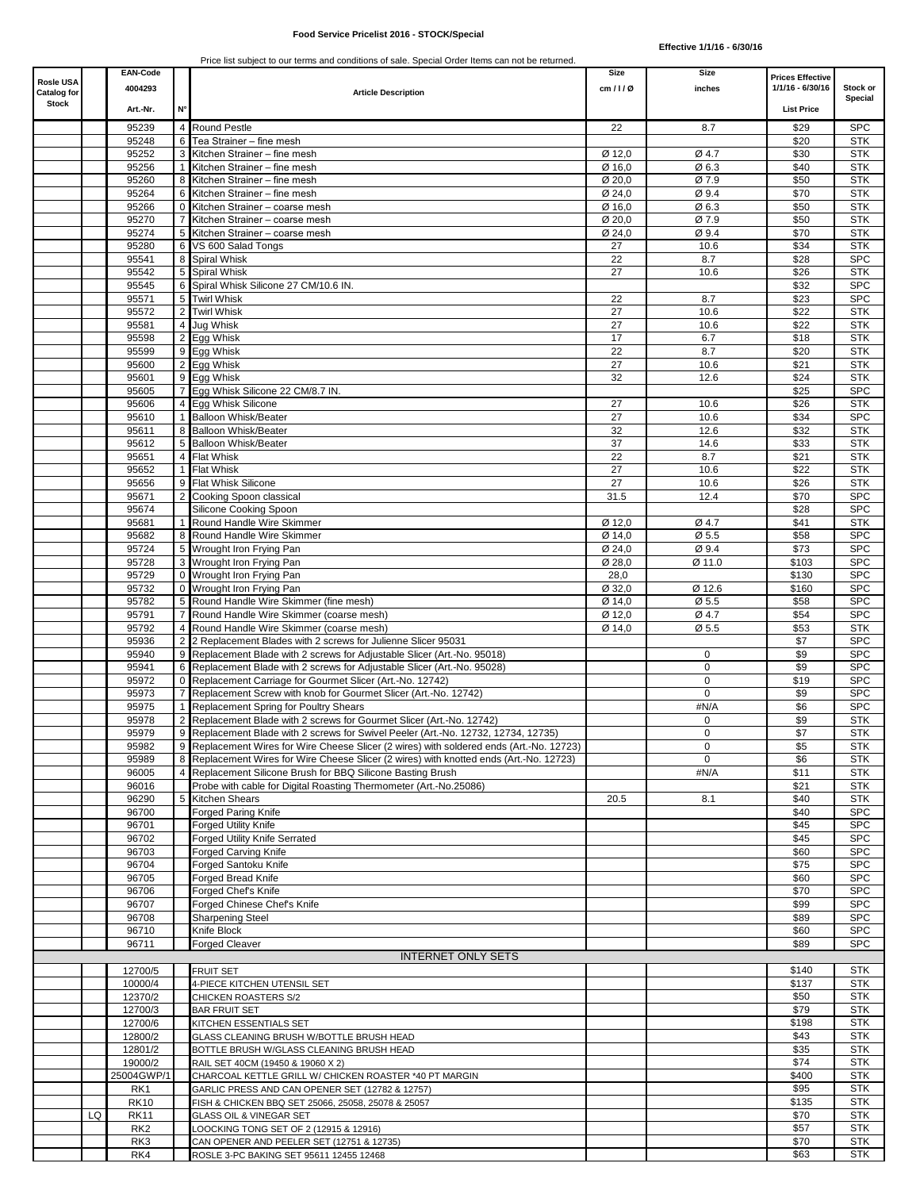**Food Service Pricelist 2016 - STOCK/Special**

**Effective 1/1/16 - 6/30/16**

Price list subject to our terms and conditions of sale. Special Order Items can not be returned.

| Rosle USA Catalog for Stock | | EAN-Code 4004293 Art.-Nr. | N° | Article Description | Size cm / l / Ø | Size inches | Prices Effective 1/1/16 - 6/30/16 List Price | Stock or Special |
|---|---|---|---|---|---|---|---|---|
| | | 95239 | 4 | Round Pestle | 22 | 8.7 | $29 | SPC |
| | | 95248 | 6 | Tea Strainer – fine mesh | | | $20 | STK |
| | | 95252 | 3 | Kitchen Strainer – fine mesh | Ø 12,0 | Ø 4.7 | $30 | STK |
| | | 95256 | 1 | Kitchen Strainer – fine mesh | Ø 16,0 | Ø 6.3 | $40 | STK |
| | | 95260 | 8 | Kitchen Strainer – fine mesh | Ø 20,0 | Ø 7.9 | $50 | STK |
| | | 95264 | 6 | Kitchen Strainer – fine mesh | Ø 24,0 | Ø 9.4 | $70 | STK |
| | | 95266 | 0 | Kitchen Strainer – coarse mesh | Ø 16,0 | Ø 6.3 | $50 | STK |
| | | 95270 | 7 | Kitchen Strainer – coarse mesh | Ø 20,0 | Ø 7.9 | $50 | STK |
| | | 95274 | 5 | Kitchen Strainer – coarse mesh | Ø 24,0 | Ø 9.4 | $70 | STK |
| | | 95280 | 6 | VS 600 Salad Tongs | 27 | 10.6 | $34 | STK |
| | | 95541 | 8 | Spiral Whisk | 22 | 8.7 | $28 | SPC |
| | | 95542 | 5 | Spiral Whisk | 27 | 10.6 | $26 | STK |
| | | 95545 | 6 | Spiral Whisk Silicone 27 CM/10.6 IN. | | | $32 | SPC |
| | | 95571 | 5 | Twirl Whisk | 22 | 8.7 | $23 | SPC |
| | | 95572 | 2 | Twirl Whisk | 27 | 10.6 | $22 | STK |
| | | 95581 | 4 | Jug Whisk | 27 | 10.6 | $22 | STK |
| | | 95598 | 2 | Egg Whisk | 17 | 6.7 | $18 | STK |
| | | 95599 | 9 | Egg Whisk | 22 | 8.7 | $20 | STK |
| | | 95600 | 2 | Egg Whisk | 27 | 10.6 | $21 | STK |
| | | 95601 | 9 | Egg Whisk | 32 | 12.6 | $24 | STK |
| | | 95605 | 7 | Egg Whisk Silicone 22 CM/8.7 IN. | | | $25 | SPC |
| | | 95606 | 4 | Egg Whisk Silicone | 27 | 10.6 | $26 | STK |
| | | 95610 | 1 | Balloon Whisk/Beater | 27 | 10.6 | $34 | SPC |
| | | 95611 | 8 | Balloon Whisk/Beater | 32 | 12.6 | $32 | STK |
| | | 95612 | 5 | Balloon Whisk/Beater | 37 | 14.6 | $33 | STK |
| | | 95651 | 4 | Flat Whisk | 22 | 8.7 | $21 | STK |
| | | 95652 | 1 | Flat Whisk | 27 | 10.6 | $22 | STK |
| | | 95656 | 9 | Flat Whisk Silicone | 27 | 10.6 | $26 | STK |
| | | 95671 | 2 | Cooking Spoon classical | 31.5 | 12.4 | $70 | SPC |
| | | 95674 | | Silicone Cooking Spoon | | | $28 | SPC |
| | | 95681 | 1 | Round Handle Wire Skimmer | Ø 12,0 | Ø 4.7 | $41 | STK |
| | | 95682 | 8 | Round Handle Wire Skimmer | Ø 14,0 | Ø 5.5 | $58 | SPC |
| | | 95724 | 5 | Wrought Iron Frying Pan | Ø 24,0 | Ø 9.4 | $73 | SPC |
| | | 95728 | 3 | Wrought Iron Frying Pan | Ø 28,0 | Ø 11.0 | $103 | SPC |
| | | 95729 | 0 | Wrought Iron Frying Pan | 28,0 | | $130 | SPC |
| | | 95732 | 0 | Wrought Iron Frying Pan | Ø 32,0 | Ø 12.6 | $160 | SPC |
| | | 95782 | 5 | Round Handle Wire Skimmer (fine mesh) | Ø 14,0 | Ø 5.5 | $58 | SPC |
| | | 95791 | 7 | Round Handle Wire Skimmer (coarse mesh) | Ø 12,0 | Ø 4.7 | $54 | SPC |
| | | 95792 | 4 | Round Handle Wire Skimmer (coarse mesh) | Ø 14,0 | Ø 5.5 | $53 | STK |
| | | 95936 | 2 | 2 Replacement Blades with 2 screws for Julienne Slicer 95031 | | | $7 | SPC |
| | | 95940 | 9 | Replacement Blade with 2 screws for Adjustable Slicer (Art.-No. 95018) | | 0 | $9 | SPC |
| | | 95941 | 6 | Replacement Blade with 2 screws for Adjustable Slicer (Art.-No. 95028) | | 0 | $9 | SPC |
| | | 95972 | 0 | Replacement Carriage for Gourmet Slicer (Art.-No. 12742) | | 0 | $19 | SPC |
| | | 95973 | 7 | Replacement Screw with knob for Gourmet Slicer (Art.-No. 12742) | | 0 | $9 | SPC |
| | | 95975 | 1 | Replacement Spring for Poultry Shears | | #N/A | $6 | SPC |
| | | 95978 | 2 | Replacement Blade with 2 screws for Gourmet Slicer (Art.-No. 12742) | | 0 | $9 | STK |
| | | 95979 | 9 | Replacement Blade with 2 screws for Swivel Peeler (Art.-No. 12732, 12734, 12735) | | 0 | $7 | STK |
| | | 95982 | 9 | Replacement Wires for Wire Cheese Slicer (2 wires) with soldered ends (Art.-No. 12723) | | 0 | $5 | STK |
| | | 95989 | 8 | Replacement Wires for Wire Cheese Slicer (2 wires) with knotted ends (Art.-No. 12723) | | 0 | $6 | STK |
| | | 96005 | 4 | Replacement Silicone Brush for BBQ Silicone Basting Brush | | #N/A | $11 | STK |
| | | 96016 | | Probe with cable for Digital Roasting Thermometer (Art.-No.25086) | | | $21 | STK |
| | | 96290 | 5 | Kitchen Shears | 20.5 | 8.1 | $40 | STK |
| | | 96700 | | Forged Paring Knife | | | $40 | SPC |
| | | 96701 | | Forged Utility Knife | | | $45 | SPC |
| | | 96702 | | Forged Utility Knife Serrated | | | $45 | SPC |
| | | 96703 | | Forged Carving Knife | | | $60 | SPC |
| | | 96704 | | Forged Santoku Knife | | | $75 | SPC |
| | | 96705 | | Forged Bread Knife | | | $60 | SPC |
| | | 96706 | | Forged Chef's Knife | | | $70 | SPC |
| | | 96707 | | Forged Chinese Chef's Knife | | | $99 | SPC |
| | | 96708 | | Sharpening Steel | | | $89 | SPC |
| | | 96710 | | Knife Block | | | $60 | SPC |
| | | 96711 | | Forged Cleaver | | | $89 | SPC |
| | | | | **INTERNET ONLY SETS** | | | | |
| | | 12700/5 | | FRUIT SET | | | $140 | STK |
| | | 10000/4 | | 4-PIECE KITCHEN UTENSIL SET | | | $137 | STK |
| | | 12370/2 | | CHICKEN ROASTERS S/2 | | | $50 | STK |
| | | 12700/3 | | BAR FRUIT SET | | | $79 | STK |
| | | 12700/6 | | KITCHEN ESSENTIALS SET | | | $198 | STK |
| | | 12800/2 | | GLASS CLEANING BRUSH W/BOTTLE BRUSH HEAD | | | $43 | STK |
| | | 12801/2 | | BOTTLE BRUSH W/GLASS CLEANING BRUSH HEAD | | | $35 | STK |
| | | 19000/2 | | RAIL SET 40CM (19450 & 19060 X 2) | | | $74 | STK |
| | | 25004GWP/1 | | CHARCOAL KETTLE GRILL W/ CHICKEN ROASTER *40 PT MARGIN | | | $400 | STK |
| | | RK1 | | GARLIC PRESS AND CAN OPENER SET (12782 & 12757) | | | $95 | STK |
| | | RK10 | | FISH & CHICKEN BBQ SET 25066, 25058, 25078 & 25057 | | | $135 | STK |
| | LQ | RK11 | | GLASS OIL & VINEGAR SET | | | $70 | STK |
| | | RK2 | | LOOCKING TONG SET OF 2 (12915 & 12916) | | | $57 | STK |
| | | RK3 | | CAN OPENER AND PEELER SET (12751 & 12735) | | | $70 | STK |
| | | RK4 | | ROSLE 3-PC BAKING SET 95611 12455 12468 | | | $63 | STK |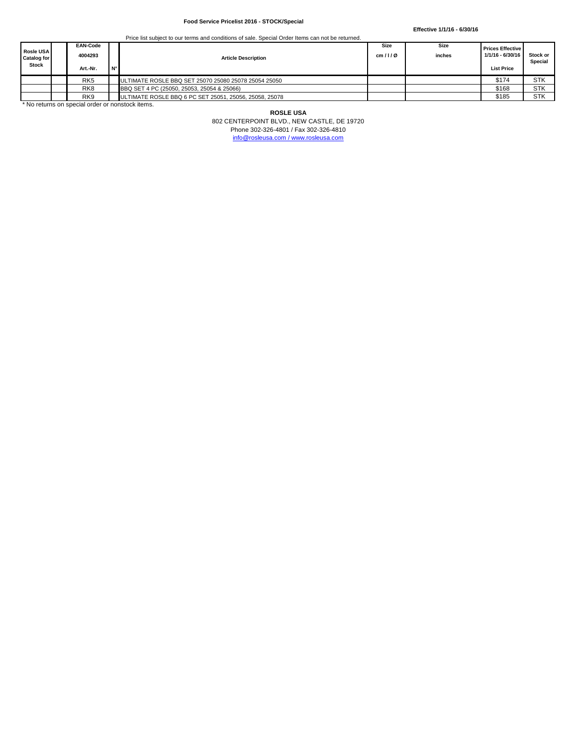**Food Service Pricelist 2016 - STOCK/Special**

**Effective 1/1/16 - 6/30/16**

Price list subject to our terms and conditions of sale. Special Order Items can not be returned.

| Rosle USA Catalog for Stock | | EAN-Code 4004293 Art.-Nr. | N° | Article Description | Size cm / l / Ø | Size inches | Prices Effective 1/1/16 - 6/30/16 List Price | Stock or Special |
|---|---|---|---|---|---|---|---|---|
| | | RK5 | | ULTIMATE ROSLE BBQ SET 25070 25080 25078 25054 25050 | | | $174 | STK |
| | | RK8 | | BBQ SET 4 PC (25050, 25053, 25054 & 25066) | | | $168 | STK |
| | | RK9 | | ULTIMATE ROSLE BBQ 6 PC SET 25051, 25056, 25058, 25078 | | | $185 | STK |

* No returns on special order or nonstock items.

**ROSLE USA**

802 CENTERPOINT BLVD., NEW CASTLE, DE 19720

Phone 302-326-4801 / Fax 302-326-4810

info@rosleusa.com / www.rosleusa.com